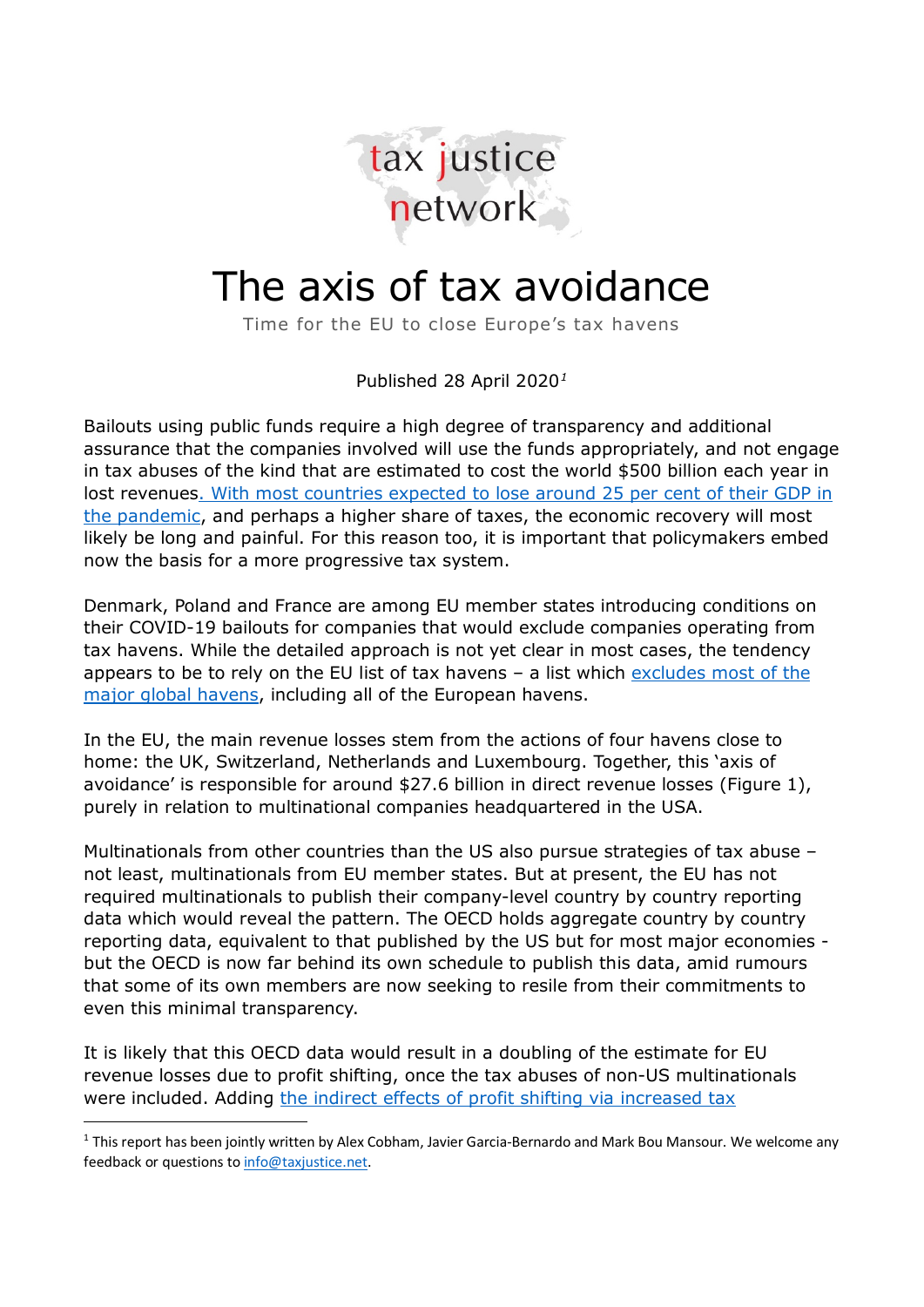tax justice network

# The axis of tax avoidance

Time for the EU to close Europe's tax havens

Published 28 April 2020[1]

Bailouts using public funds require a high degree of transparency and additional assurance that the companies involved will use the funds appropriately, and not engage in tax abuses of the kind that are estimated to cost the world $500 billion each year in lost revenues. With most countries expected to lose around 25 per cent of their GDP in the pandemic, and perhaps a higher share of taxes, the economic recovery will most likely be long and painful. For this reason too, it is important that policymakers embed now the basis for a more progressive tax system.

Denmark, Poland and France are among EU member states introducing conditions on their COVID-19 bailouts for companies that would exclude companies operating from tax havens. While the detailed approach is not yet clear in most cases, the tendency appears to be to rely on the EU list of tax havens – a list which excludes most of the major global havens, including all of the European havens.

In the EU, the main revenue losses stem from the actions of four havens close to home: the UK, Switzerland, Netherlands and Luxembourg. Together, this 'axis of avoidance' is responsible for around $27.6 billion in direct revenue losses (Figure 1), purely in relation to multinational companies headquartered in the USA.

Multinationals from other countries than the US also pursue strategies of tax abuse – not least, multinationals from EU member states. But at present, the EU has not required multinationals to publish their company-level country by country reporting data which would reveal the pattern. The OECD holds aggregate country by country reporting data, equivalent to that published by the US but for most major economies - but the OECD is now far behind its own schedule to publish this data, amid rumours that some of its own members are now seeking to resile from their commitments to even this minimal transparency.

It is likely that this OECD data would result in a doubling of the estimate for EU revenue losses due to profit shifting, once the tax abuses of non-US multinationals were included. Adding the indirect effects of profit shifting via increased tax

[1] This report has been jointly written by Alex Cobham, Javier Garcia-Bernardo and Mark Bou Mansour. We welcome any feedback or questions to info@taxjustice.net.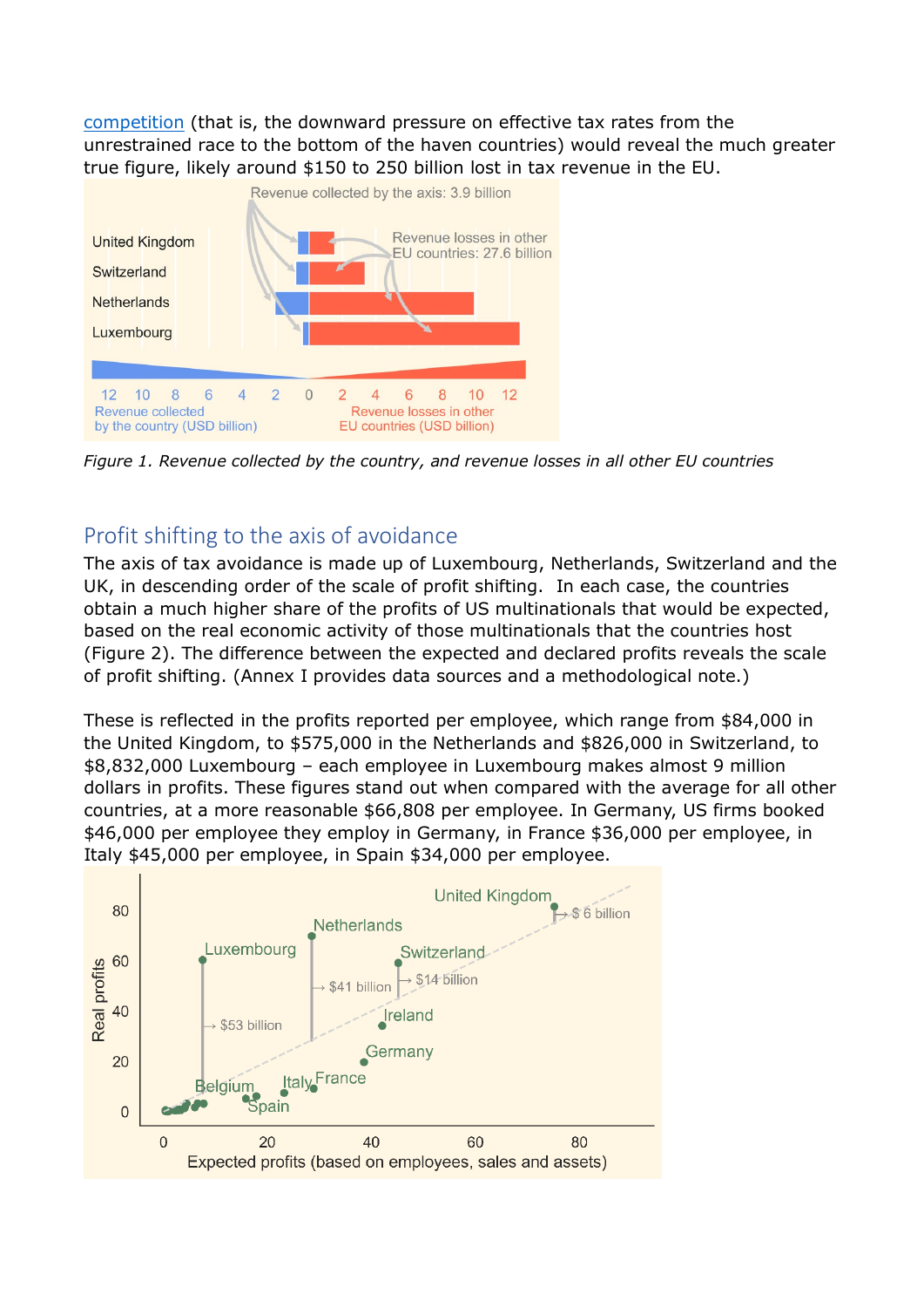[competition](#) (that is, the downward pressure on effective tax rates from the unrestrained race to the bottom of the haven countries) would reveal the much greater true figure, likely around $150 to 250 billion lost in tax revenue in the EU.

Revenue collected by the axis: 3.9 billion

Revenue losses in other EU countries: 27.6 billion

United Kingdom

Switzerland

Netherlands

Luxembourg

12 10 8 6 4 2 0 2 4 6 8 10 12

Revenue collected by the country (USD billion)

Revenue losses in other EU countries (USD billion)

*Figure 1. Revenue collected by the country, and revenue losses in all other EU countries*

## Profit shifting to the axis of avoidance

The axis of tax avoidance is made up of Luxembourg, Netherlands, Switzerland and the UK, in descending order of the scale of profit shifting. In each case, the countries obtain a much higher share of the profits of US multinationals that would be expected, based on the real economic activity of those multinationals that the countries host (Figure 2). The difference between the expected and declared profits reveals the scale of profit shifting. (Annex I provides data sources and a methodological note.)

These is reflected in the profits reported per employee, which range from $84,000 in the United Kingdom, to $575,000 in the Netherlands and $826,000 in Switzerland, to $8,832,000 Luxembourg – each employee in Luxembourg makes almost 9 million dollars in profits. These figures stand out when compared with the average for all other countries, at a more reasonable $66,808 per employee. In Germany, US firms booked $46,000 per employee they employ in Germany, in France $36,000 per employee, in Italy $45,000 per employee, in Spain $34,000 per employee.

Real profits

80

60

40

20

0

United Kingdom

$ 6 billion

Netherlands

Luxembourg

Switzerland

$41 billion

$14 billion

$53 billion

Ireland

Germany

Belgium

Italy

France

Spain

0 20 40 60 80

Expected profits (based on employees, sales and assets)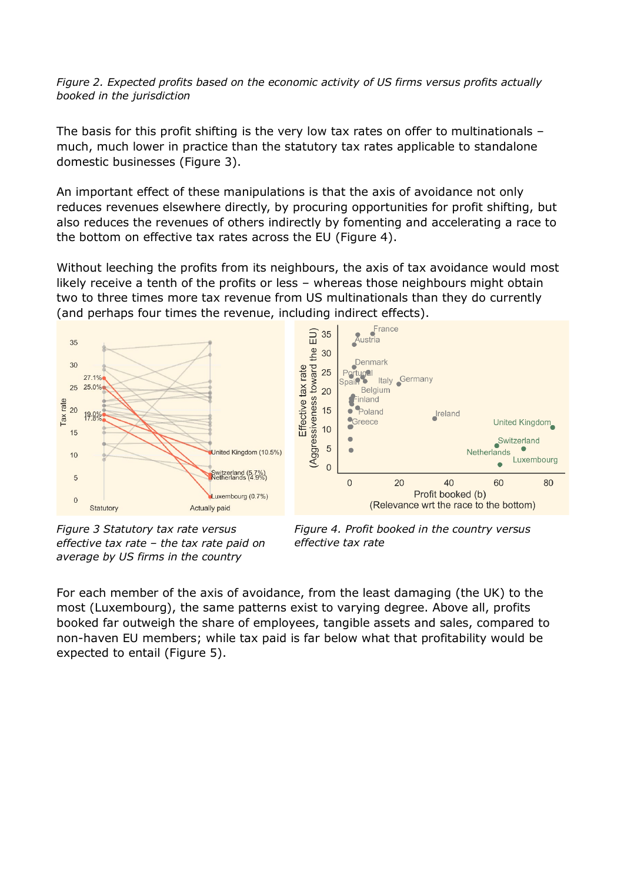*Figure 2. Expected profits based on the economic activity of US firms versus profits actually booked in the jurisdiction*

The basis for this profit shifting is the very low tax rates on offer to multinationals – much, much lower in practice than the statutory tax rates applicable to standalone domestic businesses (Figure 3).

An important effect of these manipulations is that the axis of avoidance not only reduces revenues elsewhere directly, by procuring opportunities for profit shifting, but also reduces the revenues of others indirectly by fomenting and accelerating a race to the bottom on effective tax rates across the EU (Figure 4).

Without leeching the profits from its neighbours, the axis of tax avoidance would most likely receive a tenth of the profits or less – whereas those neighbours might obtain two to three times more tax revenue from US multinationals than they do currently (and perhaps four times the revenue, including indirect effects).

*Figure 3 Statutory tax rate versus effective tax rate – the tax rate paid on average by US firms in the country*

*Figure 4. Profit booked in the country versus effective tax rate*

For each member of the axis of avoidance, from the least damaging (the UK) to the most (Luxembourg), the same patterns exist to varying degree. Above all, profits booked far outweigh the share of employees, tangible assets and sales, compared to non-haven EU members; while tax paid is far below what that profitability would be expected to entail (Figure 5).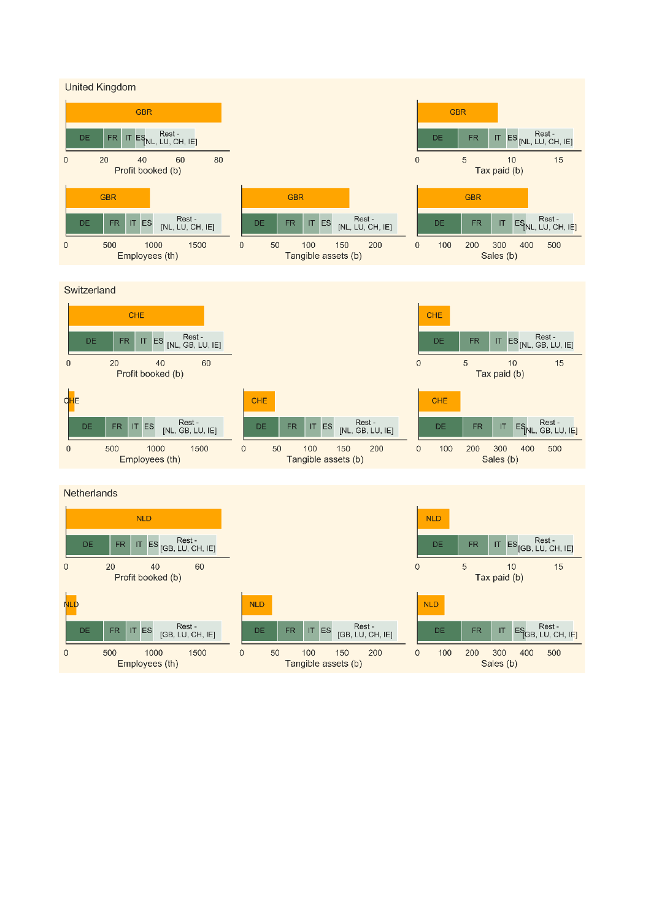United Kingdom

GBR
DE FR IT ES Rest - [NL, LU, CH, IE]
0 20 40 60 80
Profit booked (b)

GBR
DE FR IT ES Rest - [NL, LU, CH, IE]
0 5 10 15
Tax paid (b)

GBR
DE FR IT ES Rest - [NL, LU, CH, IE]
0 500 1000 1500
Employees (th)

GBR
DE FR IT ES Rest - [NL, LU, CH, IE]
0 50 100 150 200
Tangible assets (b)

GBR
DE FR IT ES Rest - [NL, LU, CH, IE]
0 100 200 300 400 500
Sales (b)

Switzerland

CHE
DE FR IT ES Rest - [NL, GB, LU, IE]
0 20 40 60
Profit booked (b)

CHE
DE FR IT ES Rest - [NL, GB, LU, IE]
0 5 10 15
Tax paid (b)

CHE
DE FR IT ES Rest - [NL, GB, LU, IE]
0 500 1000 1500
Employees (th)

CHE
DE FR IT ES Rest - [NL, GB, LU, IE]
0 50 100 150 200
Tangible assets (b)

CHE
DE FR IT ES Rest - [NL, GB, LU, IE]
0 100 200 300 400 500
Sales (b)

Netherlands

NLD
DE FR IT ES Rest - [GB, LU, CH, IE]
0 20 40 60
Profit booked (b)

NLD
DE FR IT ES Rest - [GB, LU, CH, IE]
0 5 10 15
Tax paid (b)

NLD
DE FR IT ES Rest - [GB, LU, CH, IE]
0 500 1000 1500
Employees (th)

NLD
DE FR IT ES Rest - [GB, LU, CH, IE]
0 50 100 150 200
Tangible assets (b)

NLD
DE FR IT ES Rest - [GB, LU, CH, IE]
0 100 200 300 400 500
Sales (b)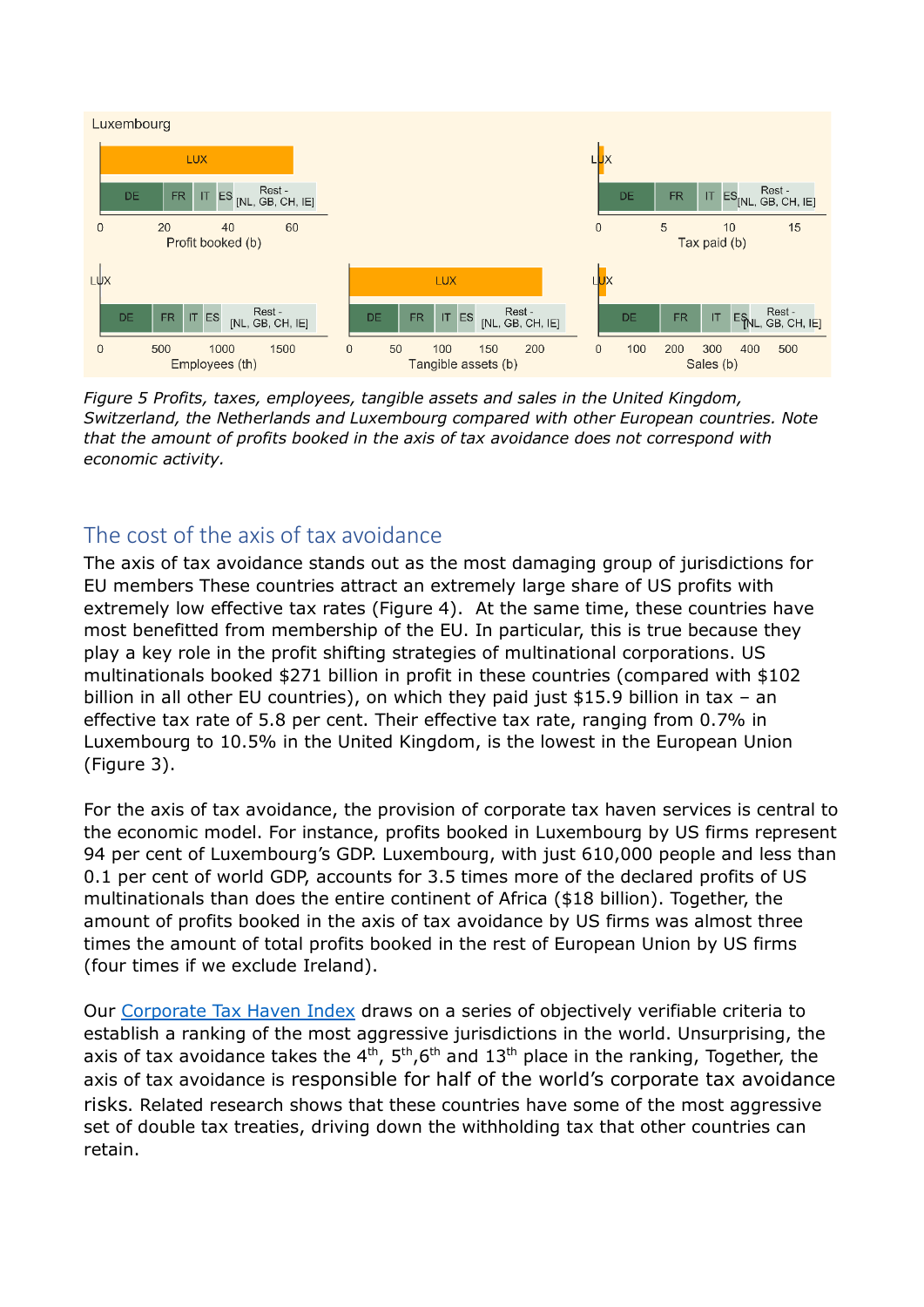*Figure 5 Profits, taxes, employees, tangible assets and sales in the United Kingdom, Switzerland, the Netherlands and Luxembourg compared with other European countries. Note that the amount of profits booked in the axis of tax avoidance does not correspond with economic activity.*

## The cost of the axis of tax avoidance

The axis of tax avoidance stands out as the most damaging group of jurisdictions for EU members These countries attract an extremely large share of US profits with extremely low effective tax rates (Figure 4). At the same time, these countries have most benefitted from membership of the EU. In particular, this is true because they play a key role in the profit shifting strategies of multinational corporations. US multinationals booked $271 billion in profit in these countries (compared with $102 billion in all other EU countries), on which they paid just $15.9 billion in tax – an effective tax rate of 5.8 per cent. Their effective tax rate, ranging from 0.7% in Luxembourg to 10.5% in the United Kingdom, is the lowest in the European Union (Figure 3).

For the axis of tax avoidance, the provision of corporate tax haven services is central to the economic model. For instance, profits booked in Luxembourg by US firms represent 94 per cent of Luxembourg's GDP. Luxembourg, with just 610,000 people and less than 0.1 per cent of world GDP, accounts for 3.5 times more of the declared profits of US multinationals than does the entire continent of Africa ($18 billion). Together, the amount of profits booked in the axis of tax avoidance by US firms was almost three times the amount of total profits booked in the rest of European Union by US firms (four times if we exclude Ireland).

Our Corporate Tax Haven Index draws on a series of objectively verifiable criteria to establish a ranking of the most aggressive jurisdictions in the world. Unsurprising, the axis of tax avoidance takes the 4th, 5th, 6th and 13th place in the ranking, Together, the axis of tax avoidance is responsible for half of the world's corporate tax avoidance risks. Related research shows that these countries have some of the most aggressive set of double tax treaties, driving down the withholding tax that other countries can retain.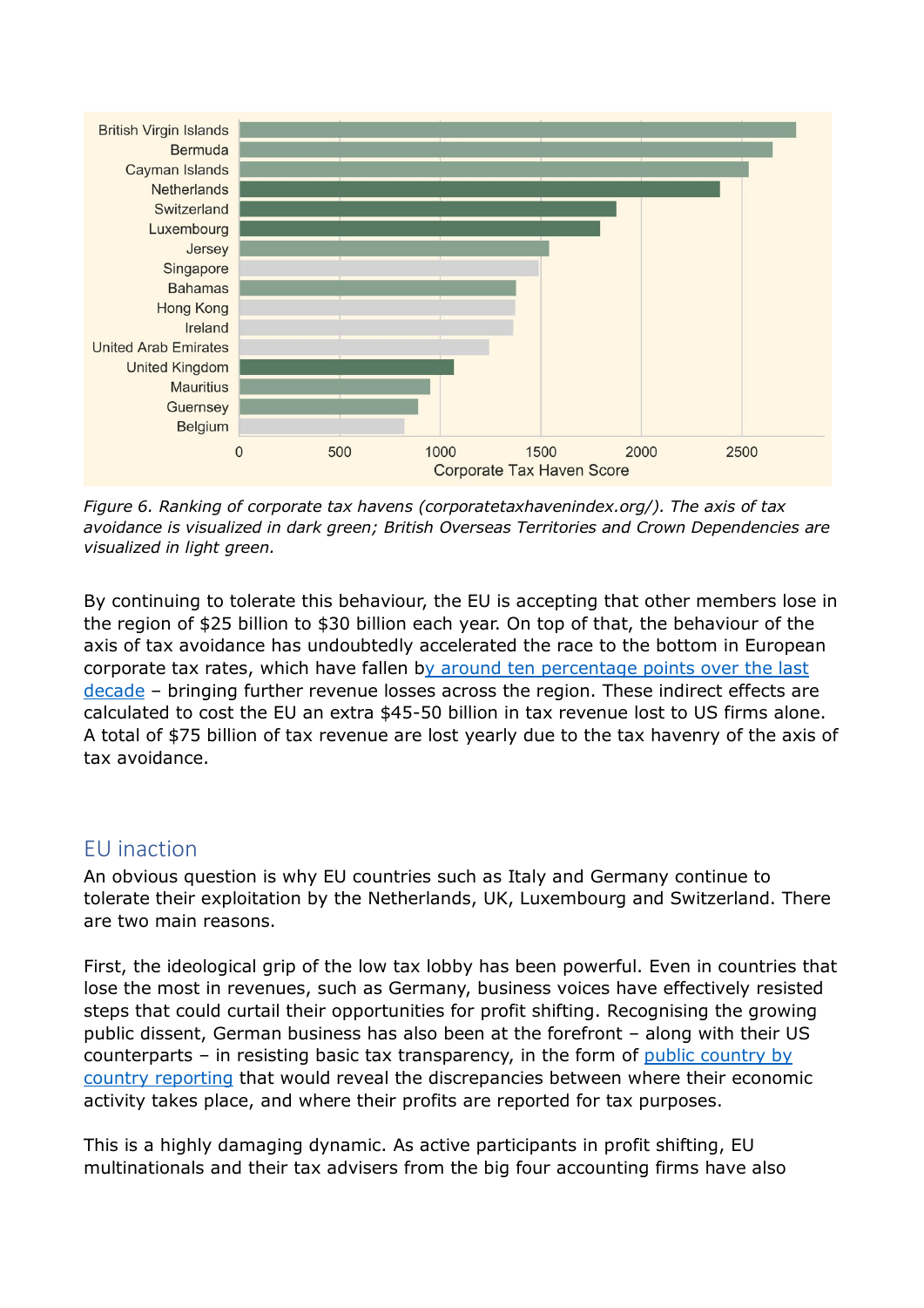British Virgin Islands
Bermuda
Cayman Islands
Netherlands
Switzerland
Luxembourg
Jersey
Singapore
Bahamas
Hong Kong
Ireland
United Arab Emirates
United Kingdom
Mauritius
Guernsey
Belgium

0 500 1000 1500 2000 2500

Corporate Tax Haven Score

*Figure 6. Ranking of corporate tax havens (corporatetaxhavenindex.org/). The axis of tax avoidance is visualized in dark green; British Overseas Territories and Crown Dependencies are visualized in light green.*

By continuing to tolerate this behaviour, the EU is accepting that other members lose in the region of $25 billion to $30 billion each year. On top of that, the behaviour of the axis of tax avoidance has undoubtedly accelerated the race to the bottom in European corporate tax rates, which have fallen by around ten percentage points over the last decade – bringing further revenue losses across the region. These indirect effects are calculated to cost the EU an extra $45-50 billion in tax revenue lost to US firms alone. A total of $75 billion of tax revenue are lost yearly due to the tax havenry of the axis of tax avoidance.

## EU inaction

An obvious question is why EU countries such as Italy and Germany continue to tolerate their exploitation by the Netherlands, UK, Luxembourg and Switzerland. There are two main reasons.

First, the ideological grip of the low tax lobby has been powerful. Even in countries that lose the most in revenues, such as Germany, business voices have effectively resisted steps that could curtail their opportunities for profit shifting. Recognising the growing public dissent, German business has also been at the forefront – along with their US counterparts – in resisting basic tax transparency, in the form of public country by country reporting that would reveal the discrepancies between where their economic activity takes place, and where their profits are reported for tax purposes.

This is a highly damaging dynamic. As active participants in profit shifting, EU multinationals and their tax advisers from the big four accounting firms have also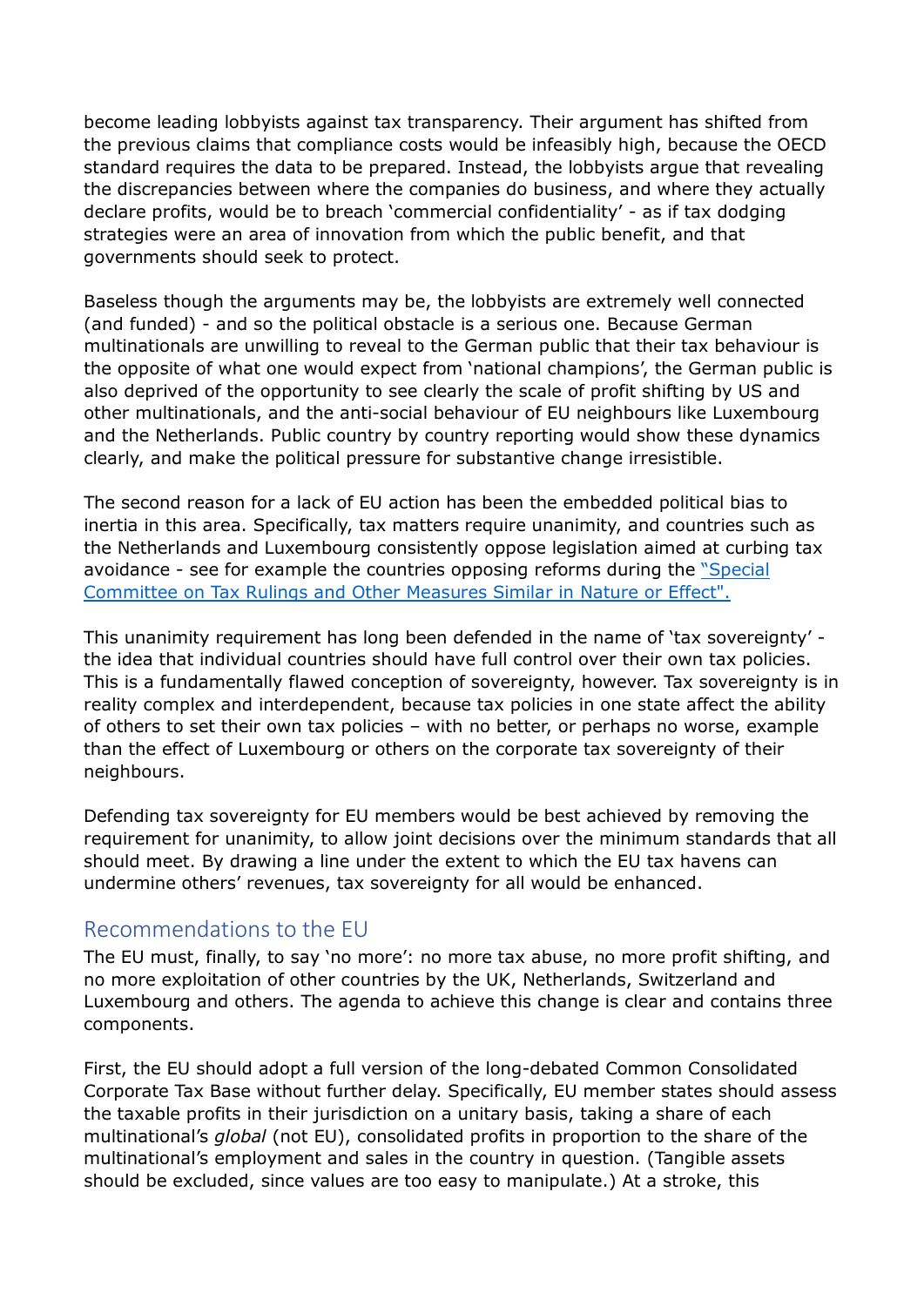become leading lobbyists against tax transparency. Their argument has shifted from the previous claims that compliance costs would be infeasibly high, because the OECD standard requires the data to be prepared. Instead, the lobbyists argue that revealing the discrepancies between where the companies do business, and where they actually declare profits, would be to breach 'commercial confidentiality' - as if tax dodging strategies were an area of innovation from which the public benefit, and that governments should seek to protect.

Baseless though the arguments may be, the lobbyists are extremely well connected (and funded) - and so the political obstacle is a serious one. Because German multinationals are unwilling to reveal to the German public that their tax behaviour is the opposite of what one would expect from 'national champions', the German public is also deprived of the opportunity to see clearly the scale of profit shifting by US and other multinationals, and the anti-social behaviour of EU neighbours like Luxembourg and the Netherlands. Public country by country reporting would show these dynamics clearly, and make the political pressure for substantive change irresistible.

The second reason for a lack of EU action has been the embedded political bias to inertia in this area. Specifically, tax matters require unanimity, and countries such as the Netherlands and Luxembourg consistently oppose legislation aimed at curbing tax avoidance - see for example the countries opposing reforms during the ["Special Committee on Tax Rulings and Other Measures Similar in Nature or Effect".]()

This unanimity requirement has long been defended in the name of 'tax sovereignty' - the idea that individual countries should have full control over their own tax policies. This is a fundamentally flawed conception of sovereignty, however. Tax sovereignty is in reality complex and interdependent, because tax policies in one state affect the ability of others to set their own tax policies – with no better, or perhaps no worse, example than the effect of Luxembourg or others on the corporate tax sovereignty of their neighbours.

Defending tax sovereignty for EU members would be best achieved by removing the requirement for unanimity, to allow joint decisions over the minimum standards that all should meet. By drawing a line under the extent to which the EU tax havens can undermine others' revenues, tax sovereignty for all would be enhanced.

## Recommendations to the EU

The EU must, finally, to say 'no more': no more tax abuse, no more profit shifting, and no more exploitation of other countries by the UK, Netherlands, Switzerland and Luxembourg and others. The agenda to achieve this change is clear and contains three components.

First, the EU should adopt a full version of the long-debated Common Consolidated Corporate Tax Base without further delay. Specifically, EU member states should assess the taxable profits in their jurisdiction on a unitary basis, taking a share of each multinational's *global* (not EU), consolidated profits in proportion to the share of the multinational's employment and sales in the country in question. (Tangible assets should be excluded, since values are too easy to manipulate.) At a stroke, this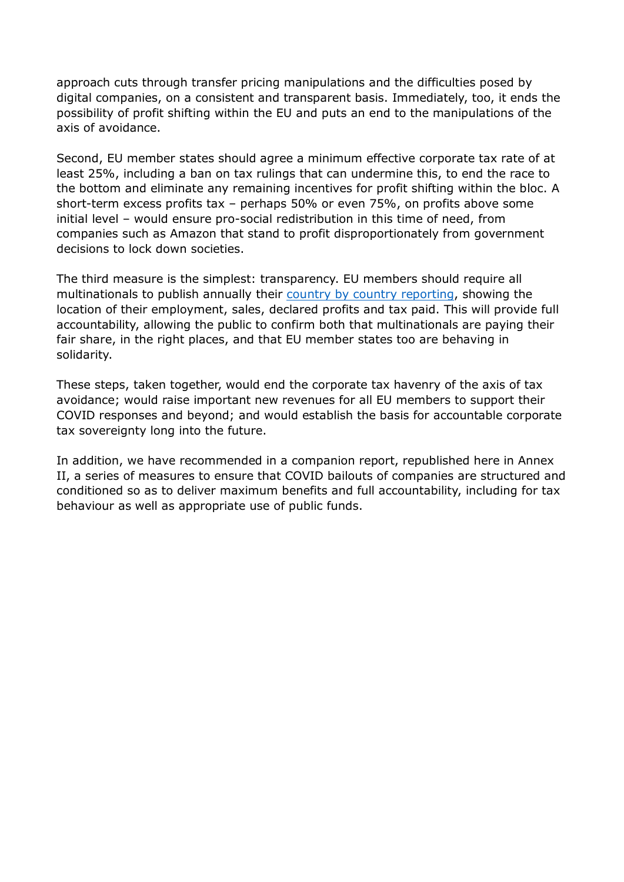approach cuts through transfer pricing manipulations and the difficulties posed by digital companies, on a consistent and transparent basis. Immediately, too, it ends the possibility of profit shifting within the EU and puts an end to the manipulations of the axis of avoidance.

Second, EU member states should agree a minimum effective corporate tax rate of at least 25%, including a ban on tax rulings that can undermine this, to end the race to the bottom and eliminate any remaining incentives for profit shifting within the bloc. A short-term excess profits tax – perhaps 50% or even 75%, on profits above some initial level – would ensure pro-social redistribution in this time of need, from companies such as Amazon that stand to profit disproportionately from government decisions to lock down societies.

The third measure is the simplest: transparency. EU members should require all multinationals to publish annually their country by country reporting, showing the location of their employment, sales, declared profits and tax paid. This will provide full accountability, allowing the public to confirm both that multinationals are paying their fair share, in the right places, and that EU member states too are behaving in solidarity.

These steps, taken together, would end the corporate tax havenry of the axis of tax avoidance; would raise important new revenues for all EU members to support their COVID responses and beyond; and would establish the basis for accountable corporate tax sovereignty long into the future.

In addition, we have recommended in a companion report, republished here in Annex II, a series of measures to ensure that COVID bailouts of companies are structured and conditioned so as to deliver maximum benefits and full accountability, including for tax behaviour as well as appropriate use of public funds.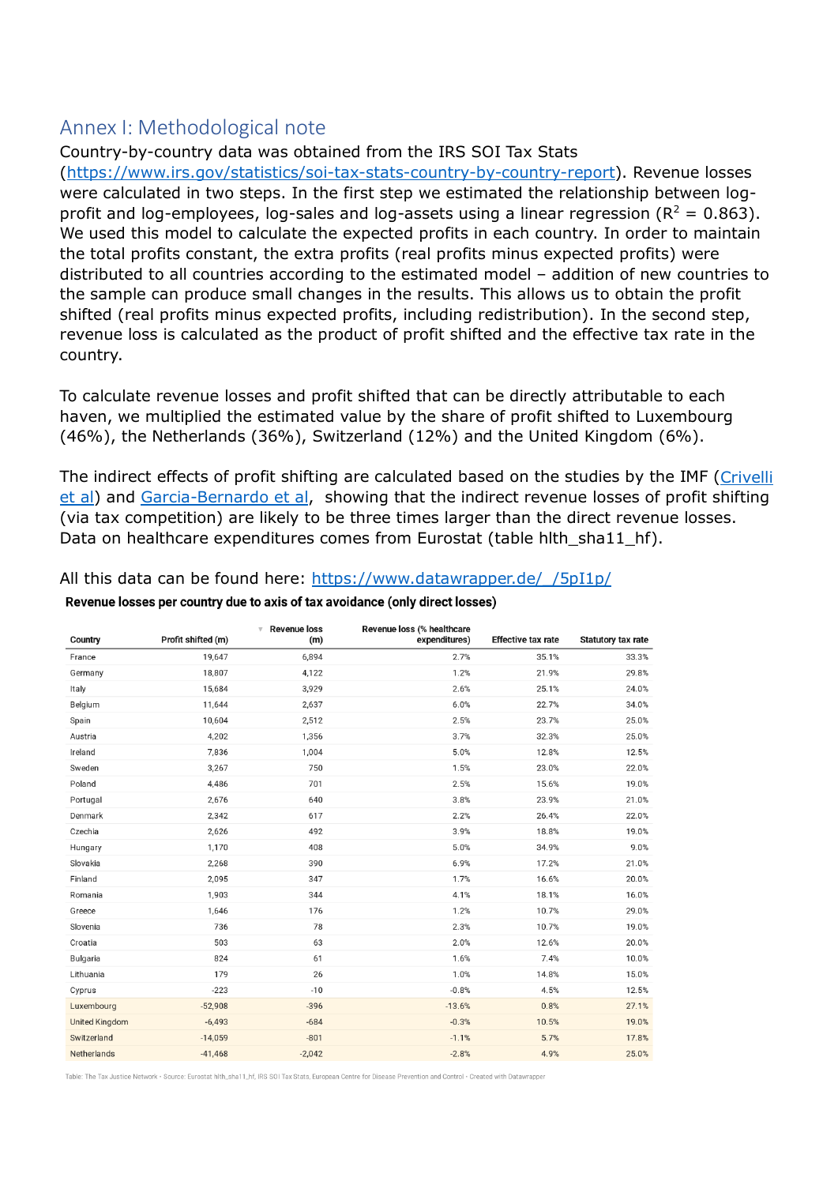## Annex I: Methodological note

Country-by-country data was obtained from the IRS SOI Tax Stats (https://www.irs.gov/statistics/soi-tax-stats-country-by-country-report). Revenue losses were calculated in two steps. In the first step we estimated the relationship between log-profit and log-employees, log-sales and log-assets using a linear regression ($R^2 = 0.863$). We used this model to calculate the expected profits in each country. In order to maintain the total profits constant, the extra profits (real profits minus expected profits) were distributed to all countries according to the estimated model – addition of new countries to the sample can produce small changes in the results. This allows us to obtain the profit shifted (real profits minus expected profits, including redistribution). In the second step, revenue loss is calculated as the product of profit shifted and the effective tax rate in the country.

To calculate revenue losses and profit shifted that can be directly attributable to each haven, we multiplied the estimated value by the share of profit shifted to Luxembourg (46%), the Netherlands (36%), Switzerland (12%) and the United Kingdom (6%).

The indirect effects of profit shifting are calculated based on the studies by the IMF (Crivelli et al) and Garcia-Bernardo et al, showing that the indirect revenue losses of profit shifting (via tax competition) are likely to be three times larger than the direct revenue losses. Data on healthcare expenditures comes from Eurostat (table hlth_sha11_hf).

All this data can be found here: https://www.datawrapper.de/_/5pI1p/

**Revenue losses per country due to axis of tax avoidance (only direct losses)**

| Country | Profit shifted (m) | Revenue loss (m) | Revenue loss (% healthcare expenditures) | Effective tax rate | Statutory tax rate |
|---|---|---|---|---|---|
| France | 19,647 | 6,894 | 2.7% | 35.1% | 33.3% |
| Germany | 18,807 | 4,122 | 1.2% | 21.9% | 29.8% |
| Italy | 15,684 | 3,929 | 2.6% | 25.1% | 24.0% |
| Belgium | 11,644 | 2,637 | 6.0% | 22.7% | 34.0% |
| Spain | 10,604 | 2,512 | 2.5% | 23.7% | 25.0% |
| Austria | 4,202 | 1,356 | 3.7% | 32.3% | 25.0% |
| Ireland | 7,836 | 1,004 | 5.0% | 12.8% | 12.5% |
| Sweden | 3,267 | 750 | 1.5% | 23.0% | 22.0% |
| Poland | 4,486 | 701 | 2.5% | 15.6% | 19.0% |
| Portugal | 2,676 | 640 | 3.8% | 23.9% | 21.0% |
| Denmark | 2,342 | 617 | 2.2% | 26.4% | 22.0% |
| Czechia | 2,626 | 492 | 3.9% | 18.8% | 19.0% |
| Hungary | 1,170 | 408 | 5.0% | 34.9% | 9.0% |
| Slovakia | 2,268 | 390 | 6.9% | 17.2% | 21.0% |
| Finland | 2,095 | 347 | 1.7% | 16.6% | 20.0% |
| Romania | 1,903 | 344 | 4.1% | 18.1% | 16.0% |
| Greece | 1,646 | 176 | 1.2% | 10.7% | 29.0% |
| Slovenia | 736 | 78 | 2.3% | 10.7% | 19.0% |
| Croatia | 503 | 63 | 2.0% | 12.6% | 20.0% |
| Bulgaria | 824 | 61 | 1.6% | 7.4% | 10.0% |
| Lithuania | 179 | 26 | 1.0% | 14.8% | 15.0% |
| Cyprus | -223 | -10 | -0.8% | 4.5% | 12.5% |
| Luxembourg | -52,908 | -396 | -13.6% | 0.8% | 27.1% |
| United Kingdom | -6,493 | -684 | -0.3% | 10.5% | 19.0% |
| Switzerland | -14,059 | -801 | -1.1% | 5.7% | 17.8% |
| Netherlands | -41,468 | -2,042 | -2.8% | 4.9% | 25.0% |

Table: The Tax Justice Network • Source: Eurostat hlth_sha11_hf, IRS SOI Tax Stats, European Centre for Disease Prevention and Control • Created with Datawrapper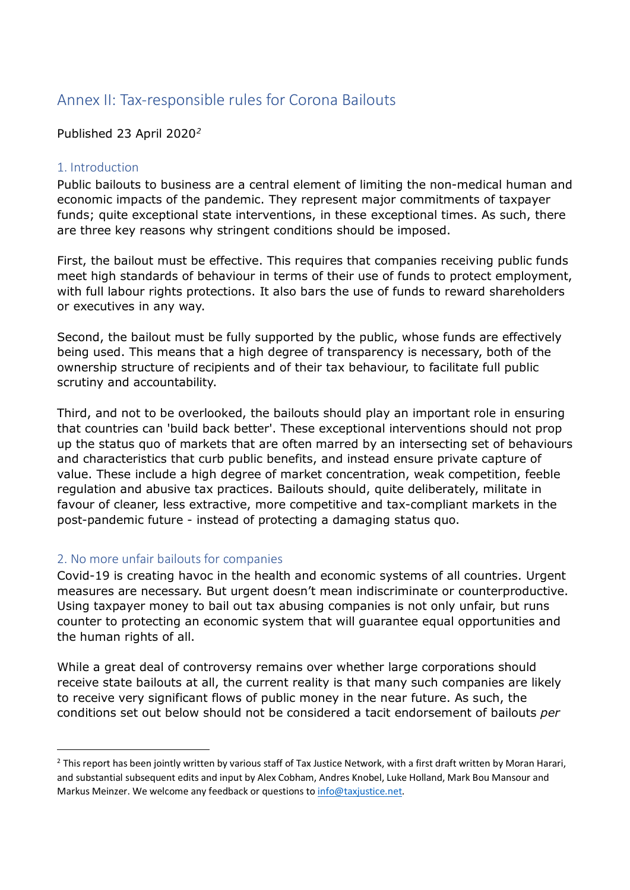## Annex II: Tax-responsible rules for Corona Bailouts

Published 23 April 2020[2]

### 1. Introduction

Public bailouts to business are a central element of limiting the non-medical human and economic impacts of the pandemic. They represent major commitments of taxpayer funds; quite exceptional state interventions, in these exceptional times. As such, there are three key reasons why stringent conditions should be imposed.

First, the bailout must be effective. This requires that companies receiving public funds meet high standards of behaviour in terms of their use of funds to protect employment, with full labour rights protections. It also bars the use of funds to reward shareholders or executives in any way.

Second, the bailout must be fully supported by the public, whose funds are effectively being used. This means that a high degree of transparency is necessary, both of the ownership structure of recipients and of their tax behaviour, to facilitate full public scrutiny and accountability.

Third, and not to be overlooked, the bailouts should play an important role in ensuring that countries can 'build back better'. These exceptional interventions should not prop up the status quo of markets that are often marred by an intersecting set of behaviours and characteristics that curb public benefits, and instead ensure private capture of value. These include a high degree of market concentration, weak competition, feeble regulation and abusive tax practices. Bailouts should, quite deliberately, militate in favour of cleaner, less extractive, more competitive and tax-compliant markets in the post-pandemic future - instead of protecting a damaging status quo.

### 2. No more unfair bailouts for companies

Covid-19 is creating havoc in the health and economic systems of all countries. Urgent measures are necessary. But urgent doesn't mean indiscriminate or counterproductive. Using taxpayer money to bail out tax abusing companies is not only unfair, but runs counter to protecting an economic system that will guarantee equal opportunities and the human rights of all.

While a great deal of controversy remains over whether large corporations should receive state bailouts at all, the current reality is that many such companies are likely to receive very significant flows of public money in the near future. As such, the conditions set out below should not be considered a tacit endorsement of bailouts *per*

---

[2] This report has been jointly written by various staff of Tax Justice Network, with a first draft written by Moran Harari, and substantial subsequent edits and input by Alex Cobham, Andres Knobel, Luke Holland, Mark Bou Mansour and Markus Meinzer. We welcome any feedback or questions to info@taxjustice.net.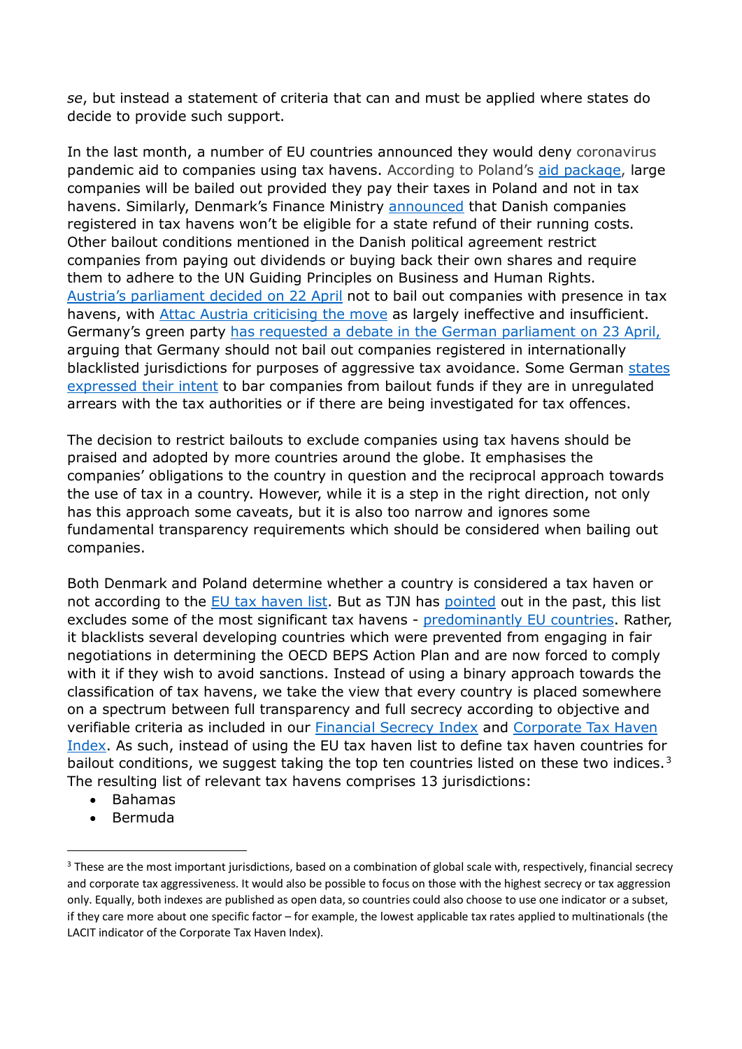*se*, but instead a statement of criteria that can and must be applied where states do decide to provide such support.

In the last month, a number of EU countries announced they would deny coronavirus pandemic aid to companies using tax havens. According to Poland's aid package, large companies will be bailed out provided they pay their taxes in Poland and not in tax havens. Similarly, Denmark's Finance Ministry announced that Danish companies registered in tax havens won't be eligible for a state refund of their running costs. Other bailout conditions mentioned in the Danish political agreement restrict companies from paying out dividends or buying back their own shares and require them to adhere to the UN Guiding Principles on Business and Human Rights. Austria's parliament decided on 22 April not to bail out companies with presence in tax havens, with Attac Austria criticising the move as largely ineffective and insufficient. Germany's green party has requested a debate in the German parliament on 23 April, arguing that Germany should not bail out companies registered in internationally blacklisted jurisdictions for purposes of aggressive tax avoidance. Some German states expressed their intent to bar companies from bailout funds if they are in unregulated arrears with the tax authorities or if there are being investigated for tax offences.

The decision to restrict bailouts to exclude companies using tax havens should be praised and adopted by more countries around the globe. It emphasises the companies' obligations to the country in question and the reciprocal approach towards the use of tax in a country. However, while it is a step in the right direction, not only has this approach some caveats, but it is also too narrow and ignores some fundamental transparency requirements which should be considered when bailing out companies.

Both Denmark and Poland determine whether a country is considered a tax haven or not according to the EU tax haven list. But as TJN has pointed out in the past, this list excludes some of the most significant tax havens - predominantly EU countries. Rather, it blacklists several developing countries which were prevented from engaging in fair negotiations in determining the OECD BEPS Action Plan and are now forced to comply with it if they wish to avoid sanctions. Instead of using a binary approach towards the classification of tax havens, we take the view that every country is placed somewhere on a spectrum between full transparency and full secrecy according to objective and verifiable criteria as included in our Financial Secrecy Index and Corporate Tax Haven Index. As such, instead of using the EU tax haven list to define tax haven countries for bailout conditions, we suggest taking the top ten countries listed on these two indices.[3] The resulting list of relevant tax havens comprises 13 jurisdictions:

- Bahamas
- Bermuda

[3] These are the most important jurisdictions, based on a combination of global scale with, respectively, financial secrecy and corporate tax aggressiveness. It would also be possible to focus on those with the highest secrecy or tax aggression only. Equally, both indexes are published as open data, so countries could also choose to use one indicator or a subset, if they care more about one specific factor – for example, the lowest applicable tax rates applied to multinationals (the LACIT indicator of the Corporate Tax Haven Index).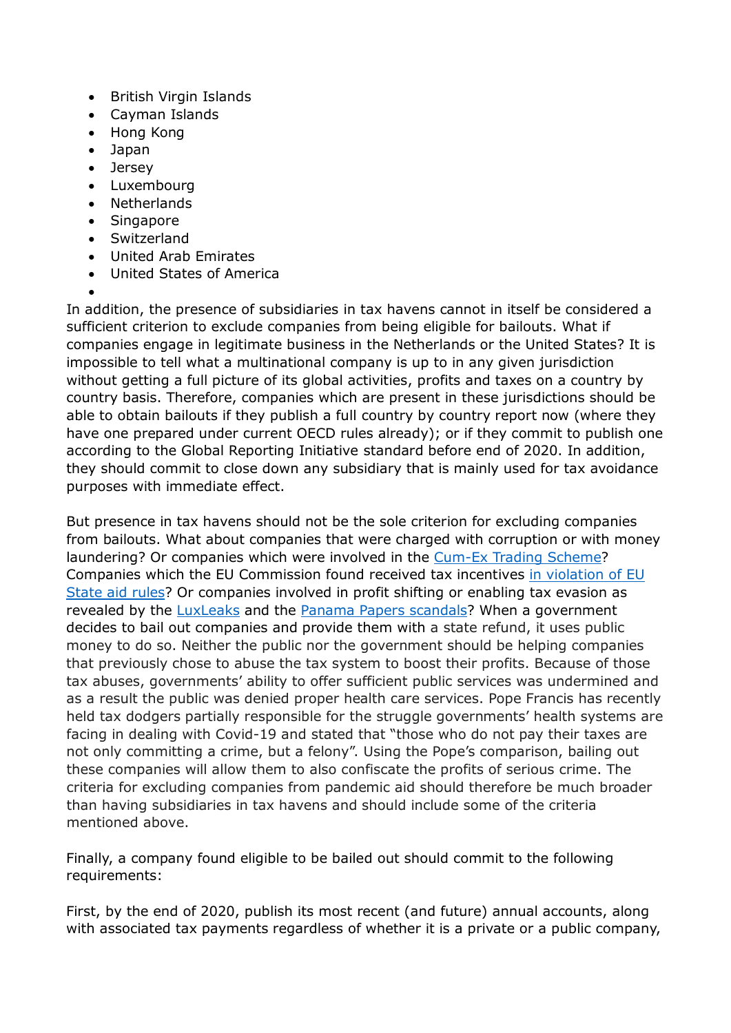- British Virgin Islands
- Cayman Islands
- Hong Kong
- Japan
- Jersey
- Luxembourg
- Netherlands
- Singapore
- Switzerland
- United Arab Emirates
- United States of America

In addition, the presence of subsidiaries in tax havens cannot in itself be considered a sufficient criterion to exclude companies from being eligible for bailouts. What if companies engage in legitimate business in the Netherlands or the United States? It is impossible to tell what a multinational company is up to in any given jurisdiction without getting a full picture of its global activities, profits and taxes on a country by country basis. Therefore, companies which are present in these jurisdictions should be able to obtain bailouts if they publish a full country by country report now (where they have one prepared under current OECD rules already); or if they commit to publish one according to the Global Reporting Initiative standard before end of 2020. In addition, they should commit to close down any subsidiary that is mainly used for tax avoidance purposes with immediate effect.

But presence in tax havens should not be the sole criterion for excluding companies from bailouts. What about companies that were charged with corruption or with money laundering? Or companies which were involved in the Cum-Ex Trading Scheme? Companies which the EU Commission found received tax incentives in violation of EU State aid rules? Or companies involved in profit shifting or enabling tax evasion as revealed by the LuxLeaks and the Panama Papers scandals? When a government decides to bail out companies and provide them with a state refund, it uses public money to do so. Neither the public nor the government should be helping companies that previously chose to abuse the tax system to boost their profits. Because of those tax abuses, governments' ability to offer sufficient public services was undermined and as a result the public was denied proper health care services. Pope Francis has recently held tax dodgers partially responsible for the struggle governments' health systems are facing in dealing with Covid-19 and stated that "those who do not pay their taxes are not only committing a crime, but a felony". Using the Pope's comparison, bailing out these companies will allow them to also confiscate the profits of serious crime. The criteria for excluding companies from pandemic aid should therefore be much broader than having subsidiaries in tax havens and should include some of the criteria mentioned above.

Finally, a company found eligible to be bailed out should commit to the following requirements:

First, by the end of 2020, publish its most recent (and future) annual accounts, along with associated tax payments regardless of whether it is a private or a public company,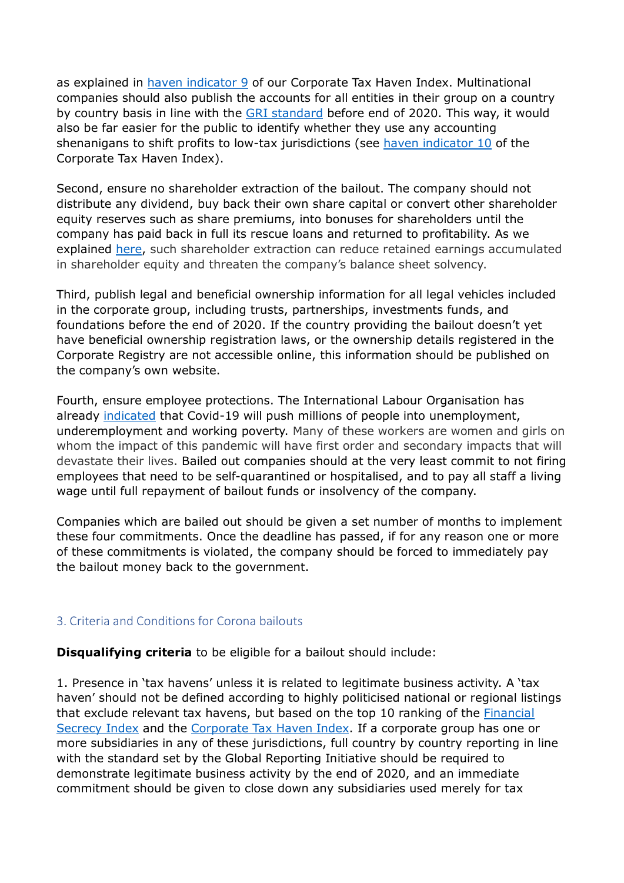as explained in haven indicator 9 of our Corporate Tax Haven Index. Multinational companies should also publish the accounts for all entities in their group on a country by country basis in line with the GRI standard before end of 2020. This way, it would also be far easier for the public to identify whether they use any accounting shenanigans to shift profits to low-tax jurisdictions (see haven indicator 10 of the Corporate Tax Haven Index).

Second, ensure no shareholder extraction of the bailout. The company should not distribute any dividend, buy back their own share capital or convert other shareholder equity reserves such as share premiums, into bonuses for shareholders until the company has paid back in full its rescue loans and returned to profitability. As we explained here, such shareholder extraction can reduce retained earnings accumulated in shareholder equity and threaten the company's balance sheet solvency.

Third, publish legal and beneficial ownership information for all legal vehicles included in the corporate group, including trusts, partnerships, investments funds, and foundations before the end of 2020. If the country providing the bailout doesn't yet have beneficial ownership registration laws, or the ownership details registered in the Corporate Registry are not accessible online, this information should be published on the company's own website.

Fourth, ensure employee protections. The International Labour Organisation has already indicated that Covid-19 will push millions of people into unemployment, underemployment and working poverty. Many of these workers are women and girls on whom the impact of this pandemic will have first order and secondary impacts that will devastate their lives. Bailed out companies should at the very least commit to not firing employees that need to be self-quarantined or hospitalised, and to pay all staff a living wage until full repayment of bailout funds or insolvency of the company.

Companies which are bailed out should be given a set number of months to implement these four commitments. Once the deadline has passed, if for any reason one or more of these commitments is violated, the company should be forced to immediately pay the bailout money back to the government.

## 3. Criteria and Conditions for Corona bailouts

**Disqualifying criteria** to be eligible for a bailout should include:

1. Presence in 'tax havens' unless it is related to legitimate business activity. A 'tax haven' should not be defined according to highly politicised national or regional listings that exclude relevant tax havens, but based on the top 10 ranking of the Financial Secrecy Index and the Corporate Tax Haven Index. If a corporate group has one or more subsidiaries in any of these jurisdictions, full country by country reporting in line with the standard set by the Global Reporting Initiative should be required to demonstrate legitimate business activity by the end of 2020, and an immediate commitment should be given to close down any subsidiaries used merely for tax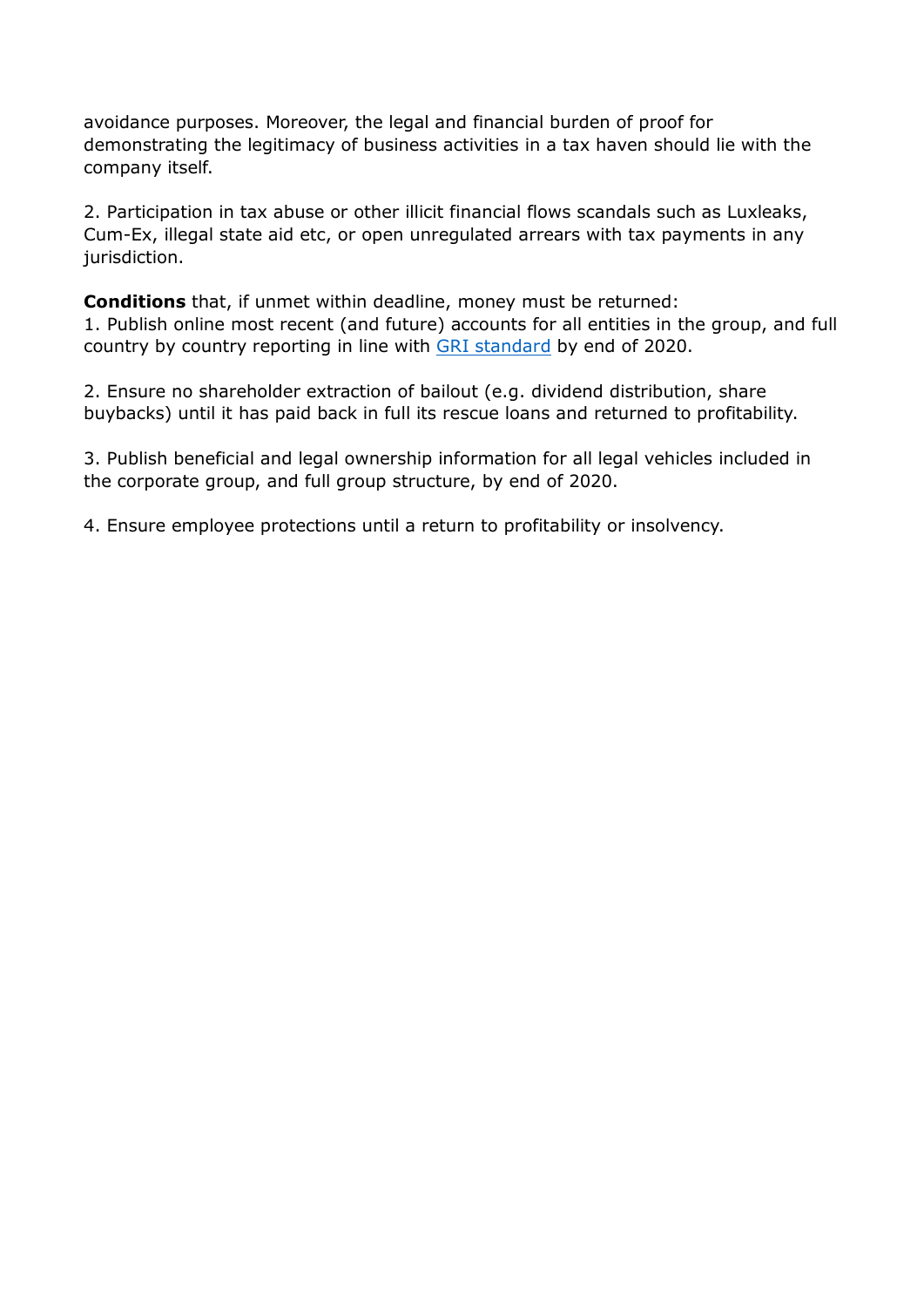avoidance purposes. Moreover, the legal and financial burden of proof for demonstrating the legitimacy of business activities in a tax haven should lie with the company itself.

2. Participation in tax abuse or other illicit financial flows scandals such as Luxleaks, Cum-Ex, illegal state aid etc, or open unregulated arrears with tax payments in any jurisdiction.

**Conditions** that, if unmet within deadline, money must be returned:
1. Publish online most recent (and future) accounts for all entities in the group, and full country by country reporting in line with GRI standard by end of 2020.

2. Ensure no shareholder extraction of bailout (e.g. dividend distribution, share buybacks) until it has paid back in full its rescue loans and returned to profitability.

3. Publish beneficial and legal ownership information for all legal vehicles included in the corporate group, and full group structure, by end of 2020.

4. Ensure employee protections until a return to profitability or insolvency.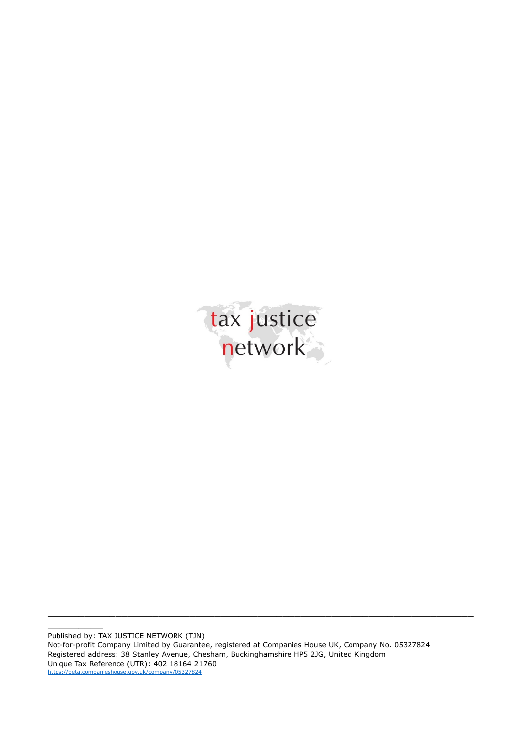tax justice network

---

Published by: TAX JUSTICE NETWORK (TJN)
Not-for-profit Company Limited by Guarantee, registered at Companies House UK, Company No. 05327824
Registered address: 38 Stanley Avenue, Chesham, Buckinghamshire HP5 2JG, United Kingdom
Unique Tax Reference (UTR): 402 18164 21760
https://beta.companieshouse.gov.uk/company/05327824